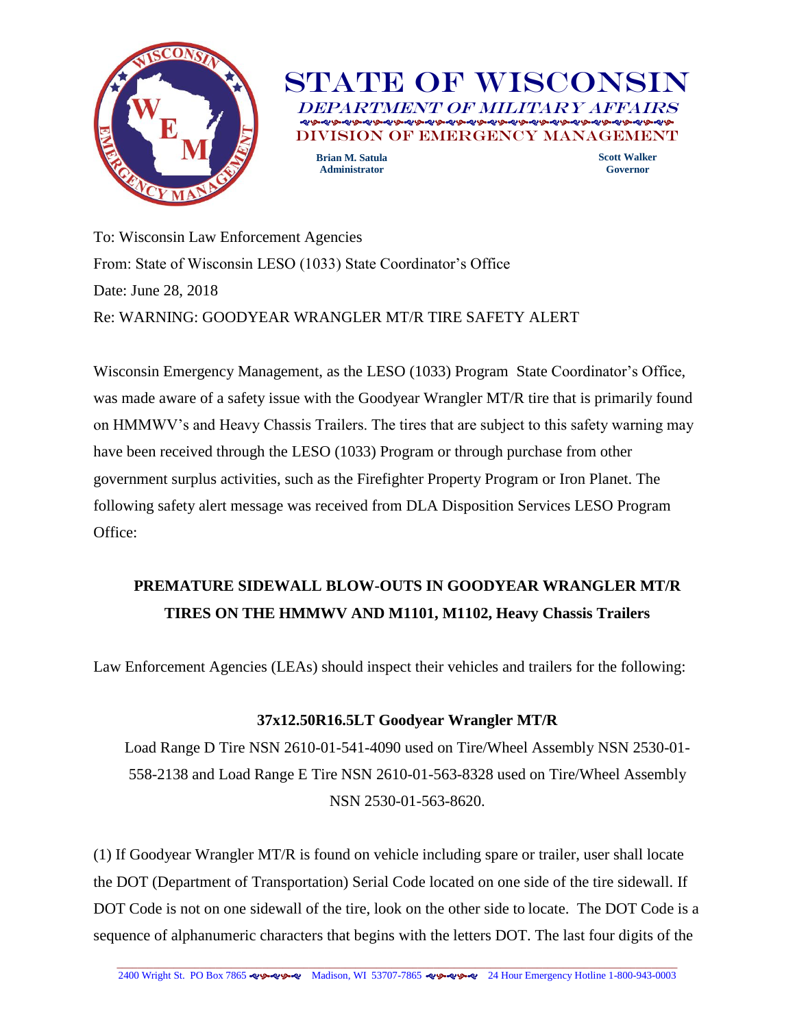# STATE OF WISCONSIN

## DEPARTMENT OF MILITARY AFFAIRS

## DIVISION OF EMERGENCY MANAGEMENT

**Brian M. Satula**
**Administrator**

**Scott Walker**
**Governor**

To: Wisconsin Law Enforcement Agencies
From: State of Wisconsin LESO (1033) State Coordinator's Office
Date: June 28, 2018
Re: WARNING: GOODYEAR WRANGLER MT/R TIRE SAFETY ALERT

Wisconsin Emergency Management, as the LESO (1033) Program State Coordinator's Office, was made aware of a safety issue with the Goodyear Wrangler MT/R tire that is primarily found on HMMWV's and Heavy Chassis Trailers. The tires that are subject to this safety warning may have been received through the LESO (1033) Program or through purchase from other government surplus activities, such as the Firefighter Property Program or Iron Planet. The following safety alert message was received from DLA Disposition Services LESO Program Office:

**PREMATURE SIDEWALL BLOW-OUTS IN GOODYEAR WRANGLER MT/R TIRES ON THE HMMWV AND M1101, M1102, Heavy Chassis Trailers**

Law Enforcement Agencies (LEAs) should inspect their vehicles and trailers for the following:

**37x12.50R16.5LT Goodyear Wrangler MT/R**

Load Range D Tire NSN 2610-01-541-4090 used on Tire/Wheel Assembly NSN 2530-01-558-2138 and Load Range E Tire NSN 2610-01-563-8328 used on Tire/Wheel Assembly NSN 2530-01-563-8620.

(1) If Goodyear Wrangler MT/R is found on vehicle including spare or trailer, user shall locate the DOT (Department of Transportation) Serial Code located on one side of the tire sidewall. If DOT Code is not on one sidewall of the tire, look on the other side to locate. The DOT Code is a sequence of alphanumeric characters that begins with the letters DOT. The last four digits of the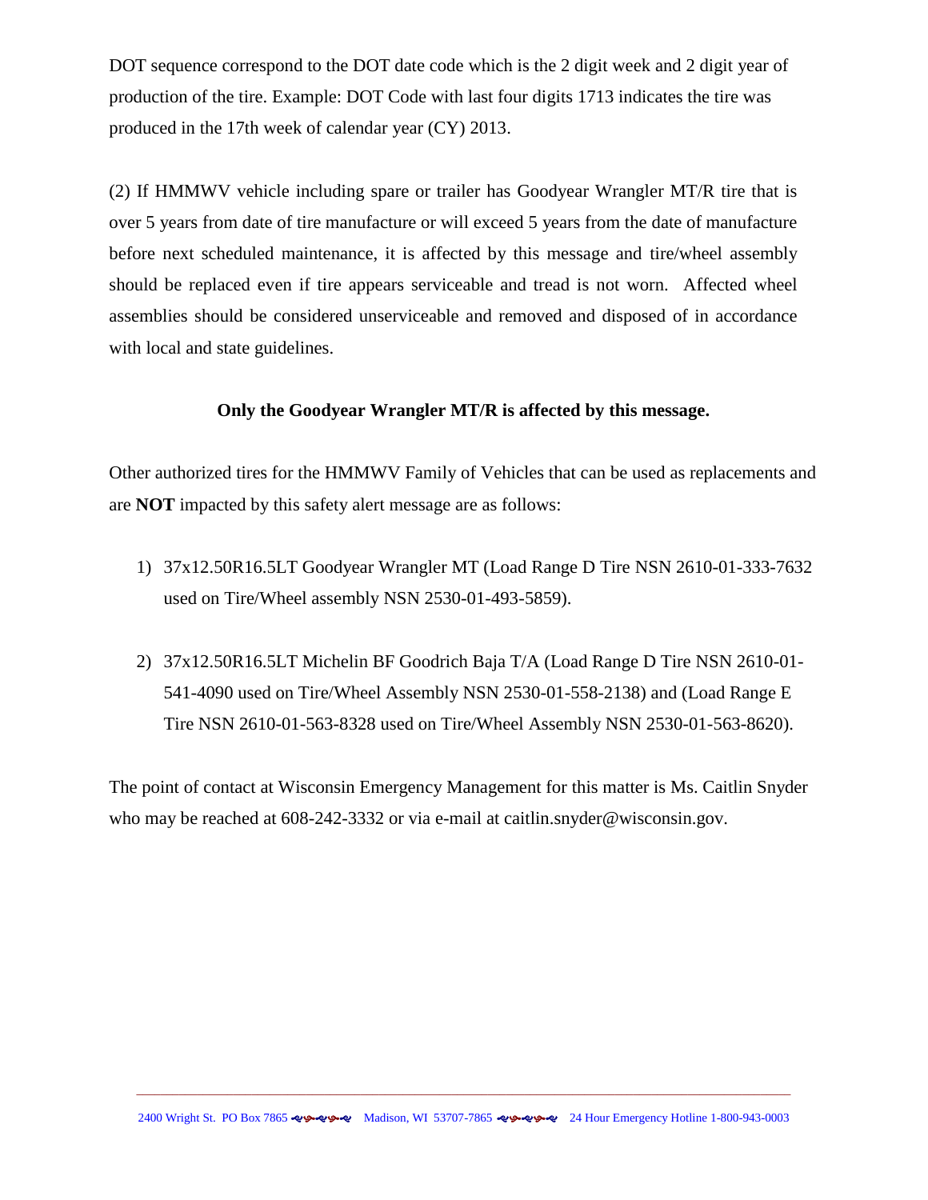DOT sequence correspond to the DOT date code which is the 2 digit week and 2 digit year of production of the tire. Example: DOT Code with last four digits 1713 indicates the tire was produced in the 17th week of calendar year (CY) 2013.

(2) If HMMWV vehicle including spare or trailer has Goodyear Wrangler MT/R tire that is over 5 years from date of tire manufacture or will exceed 5 years from the date of manufacture before next scheduled maintenance, it is affected by this message and tire/wheel assembly should be replaced even if tire appears serviceable and tread is not worn. Affected wheel assemblies should be considered unserviceable and removed and disposed of in accordance with local and state guidelines.

**Only the Goodyear Wrangler MT/R is affected by this message.**

Other authorized tires for the HMMWV Family of Vehicles that can be used as replacements and are **NOT** impacted by this safety alert message are as follows:

1) 37x12.50R16.5LT Goodyear Wrangler MT (Load Range D Tire NSN 2610-01-333-7632 used on Tire/Wheel assembly NSN 2530-01-493-5859).

2) 37x12.50R16.5LT Michelin BF Goodrich Baja T/A (Load Range D Tire NSN 2610-01-541-4090 used on Tire/Wheel Assembly NSN 2530-01-558-2138) and (Load Range E Tire NSN 2610-01-563-8328 used on Tire/Wheel Assembly NSN 2530-01-563-8620).

The point of contact at Wisconsin Emergency Management for this matter is Ms. Caitlin Snyder who may be reached at 608-242-3332 or via e-mail at caitlin.snyder@wisconsin.gov.